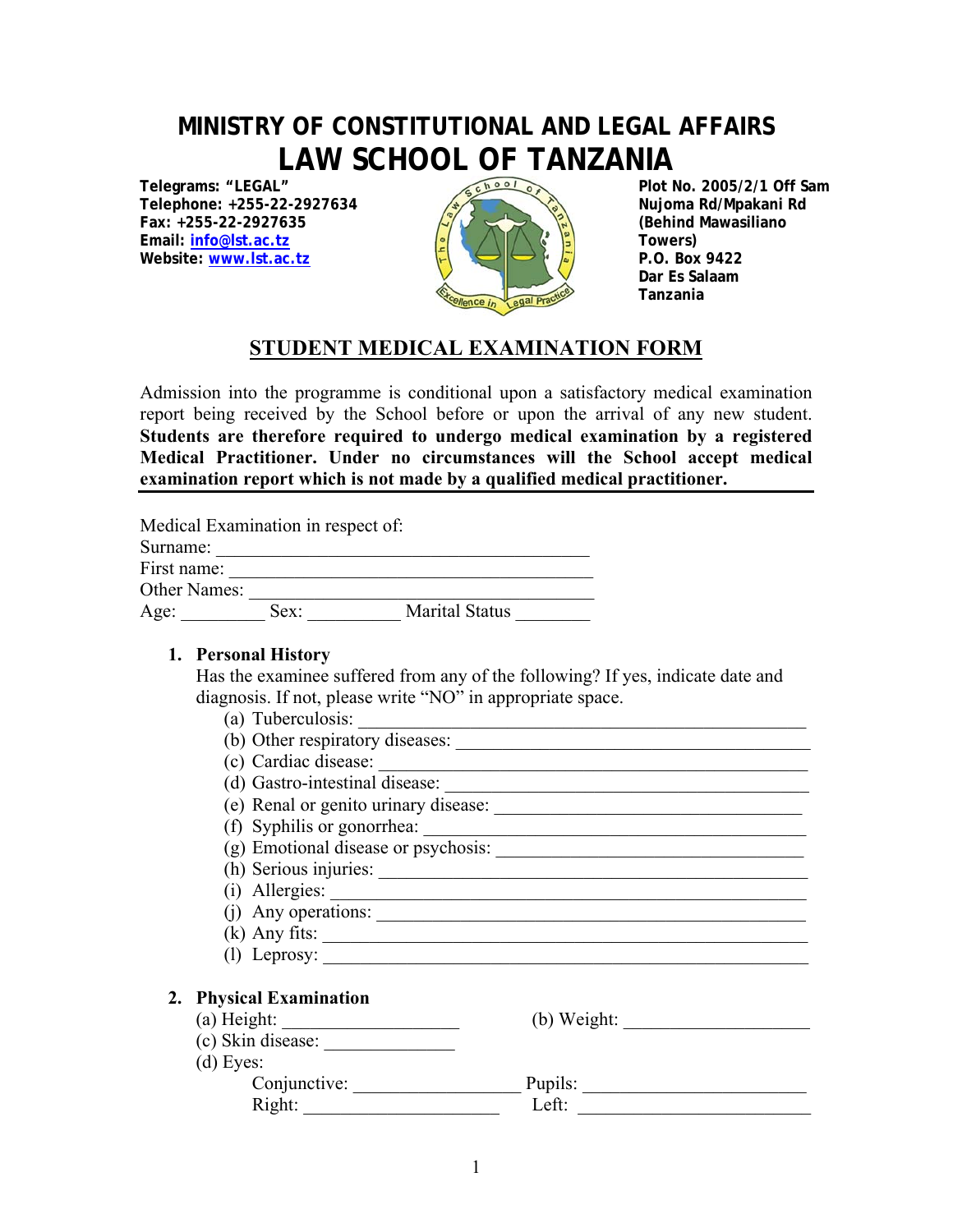# MINISTRY OF CONSTITUTIONAL AND LEGAL AFFAIRS

# LAW SCHOOL OF TANZANIA

**Telegrams: "LEGAL"**
**Telephone: +255-22-2927634**
**Fax: +255-22-2927635**
**Email: info@lst.ac.tz**
**Website: www.lst.ac.tz**

**Plot No. 2005/2/1 Off Sam Nujoma Rd/Mpakani Rd (Behind Mawasiliano Towers)**
**P.O. Box 9422**
**Dar Es Salaam**
**Tanzania**

## STUDENT MEDICAL EXAMINATION FORM

Admission into the programme is conditional upon a satisfactory medical examination report being received by the School before or upon the arrival of any new student. **Students are therefore required to undergo medical examination by a registered Medical Practitioner. Under no circumstances will the School accept medical examination report which is not made by a qualified medical practitioner.**

Medical Examination in respect of:
Surname: ________________________________________
First name: ________________________________________
Other Names: ______________________________________
Age: _________ Sex: __________ Marital Status ________

1. **Personal History**
   Has the examinee suffered from any of the following? If yes, indicate date and diagnosis. If not, please write "NO" in appropriate space.
   (a) Tuberculosis: ______________________________________________
   (b) Other respiratory diseases: ______________________________________
   (c) Cardiac disease: ____________________________________________
   (d) Gastro-intestinal disease: ______________________________________
   (e) Renal or genito urinary disease: __________________________________
   (f) Syphilis or gonorrhea: _________________________________________
   (g) Emotional disease or psychosis: ___________________________________
   (h) Serious injuries: ____________________________________________
   (i) Allergies: _________________________________________________
   (j) Any operations: ______________________________________________
   (k) Any fits: ___________________________________________________
   (l) Leprosy: ___________________________________________________

2. **Physical Examination**
   (a) Height: ___________________ (b) Weight: ____________________
   (c) Skin disease: ______________
   (d) Eyes:
   Conjunctive: __________________ Pupils: ________________________
   Right: _____________________ Left: ________________________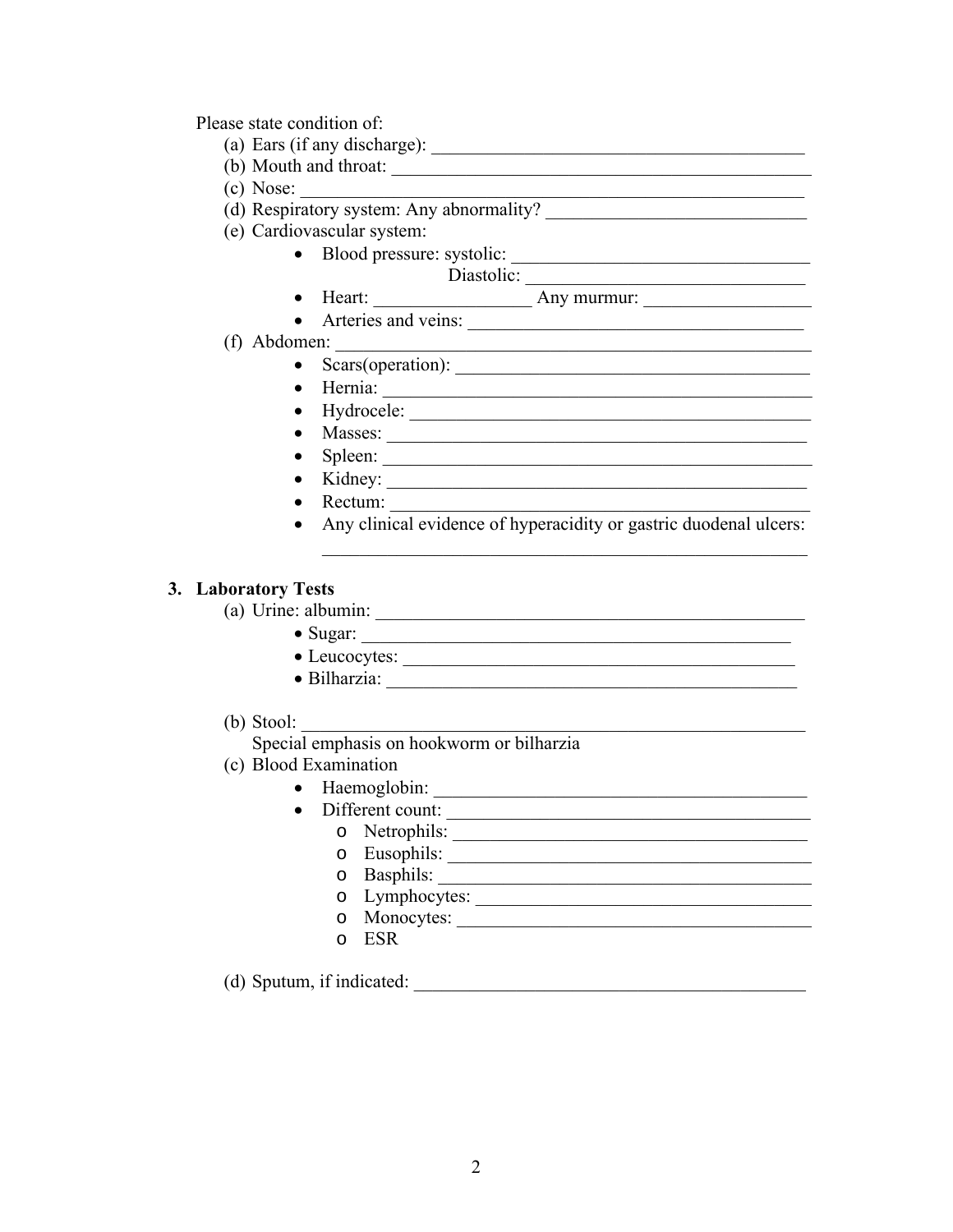Please state condition of:

(a) Ears (if any discharge): ________________________________________

(b) Mouth and throat: ____________________________________________

(c) Nose: _____________________________________________________

(d) Respiratory system: Any abnormality? ___________________________

(e) Cardiovascular system:

- Blood pressure: systolic: _______________________________
  
  Diastolic: ______________________________
- Heart: ________________ Any murmur: _________________
- Arteries and veins: ____________________________________

(f) Abdomen: __________________________________________________

- Scars(operation): ______________________________________
- Hernia: _____________________________________________
- Hydrocele: ___________________________________________
- Masses: _____________________________________________
- Spleen: _____________________________________________
- Kidney: _____________________________________________
- Rectum: _____________________________________________
- Any clinical evidence of hyperacidity or gastric duodenal ulcers:
  
  ______________________________________________________

### 3. Laboratory Tests

(a) Urine: albumin: _____________________________________________

- Sugar: _____________________________________________
- Leucocytes: __________________________________________
- Bilharzia: ___________________________________________

(b) Stool: _____________________________________________________

Special emphasis on hookworm or bilharzia

(c) Blood Examination

- Haemoglobin: ________________________________________
- Different count: ______________________________________
  - Netrophils: _____________________________________
  - Eusophils: ______________________________________
  - Basphils: _______________________________________
  - Lymphocytes: ____________________________________
  - Monocytes: ______________________________________
  - ESR

(d) Sputum, if indicated: ___________________________________________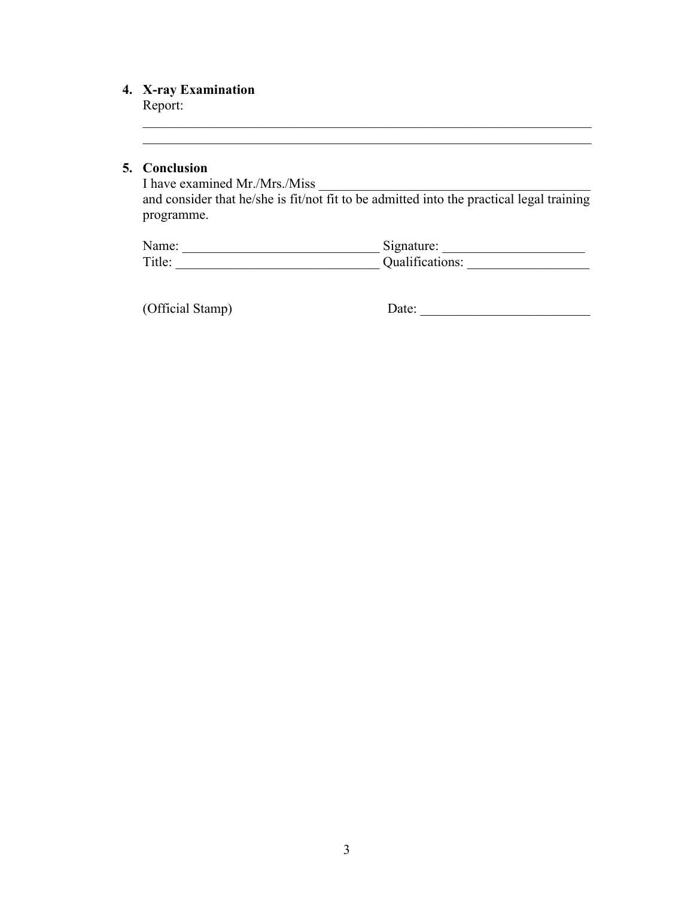4. **X-ray Examination**

   Report:

   ______________________________________________________________________

   ______________________________________________________________________

5. **Conclusion**

   I have examined Mr./Mrs./Miss ________________________________________
   and consider that he/she is fit/not fit to be admitted into the practical legal training programme.

   Name: ____________________________ Signature: ____________________

   Title: _____________________________ Qualifications: _________________

   (Official Stamp) Date: ________________________